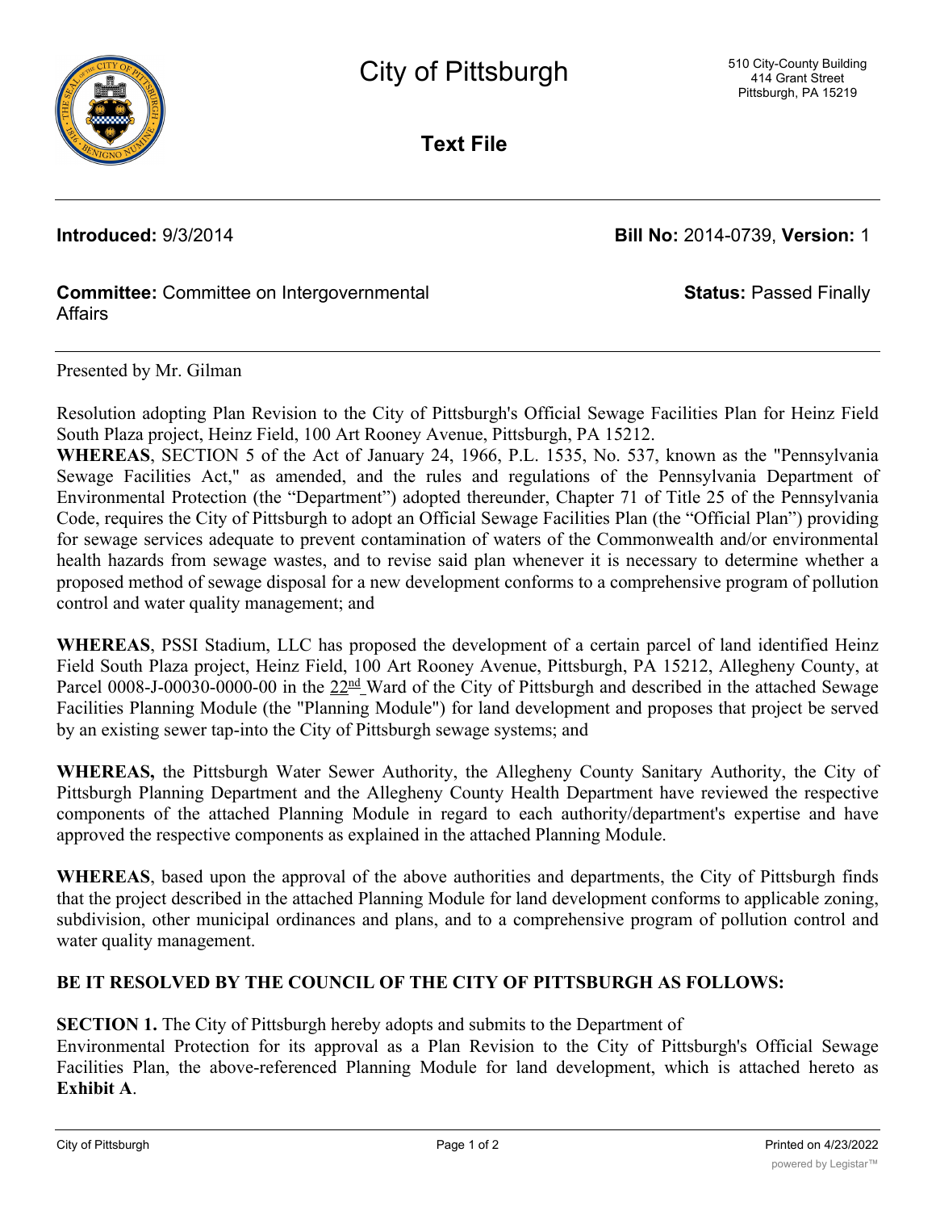# City of Pittsburgh

510 City-County Building
414 Grant Street
Pittsburgh, PA 15219

## Text File

**Introduced:** 9/3/2014 **Bill No:** 2014-0739, **Version:** 1

**Committee:** Committee on Intergovernmental Affairs **Status:** Passed Finally

---

Presented by Mr. Gilman

Resolution adopting Plan Revision to the City of Pittsburgh's Official Sewage Facilities Plan for Heinz Field South Plaza project, Heinz Field, 100 Art Rooney Avenue, Pittsburgh, PA 15212.

**WHEREAS**, SECTION 5 of the Act of January 24, 1966, P.L. 1535, No. 537, known as the "Pennsylvania Sewage Facilities Act," as amended, and the rules and regulations of the Pennsylvania Department of Environmental Protection (the "Department") adopted thereunder, Chapter 71 of Title 25 of the Pennsylvania Code, requires the City of Pittsburgh to adopt an Official Sewage Facilities Plan (the "Official Plan") providing for sewage services adequate to prevent contamination of waters of the Commonwealth and/or environmental health hazards from sewage wastes, and to revise said plan whenever it is necessary to determine whether a proposed method of sewage disposal for a new development conforms to a comprehensive program of pollution control and water quality management; and

**WHEREAS**, PSSI Stadium, LLC has proposed the development of a certain parcel of land identified Heinz Field South Plaza project, Heinz Field, 100 Art Rooney Avenue, Pittsburgh, PA 15212, Allegheny County, at Parcel 0008-J-00030-0000-00 in the 22nd Ward of the City of Pittsburgh and described in the attached Sewage Facilities Planning Module (the "Planning Module") for land development and proposes that project be served by an existing sewer tap-into the City of Pittsburgh sewage systems; and

**WHEREAS,** the Pittsburgh Water Sewer Authority, the Allegheny County Sanitary Authority, the City of Pittsburgh Planning Department and the Allegheny County Health Department have reviewed the respective components of the attached Planning Module in regard to each authority/department's expertise and have approved the respective components as explained in the attached Planning Module.

**WHEREAS**, based upon the approval of the above authorities and departments, the City of Pittsburgh finds that the project described in the attached Planning Module for land development conforms to applicable zoning, subdivision, other municipal ordinances and plans, and to a comprehensive program of pollution control and water quality management.

**BE IT RESOLVED BY THE COUNCIL OF THE CITY OF PITTSBURGH AS FOLLOWS:**

**SECTION 1.** The City of Pittsburgh hereby adopts and submits to the Department of Environmental Protection for its approval as a Plan Revision to the City of Pittsburgh's Official Sewage Facilities Plan, the above-referenced Planning Module for land development, which is attached hereto as **Exhibit A**.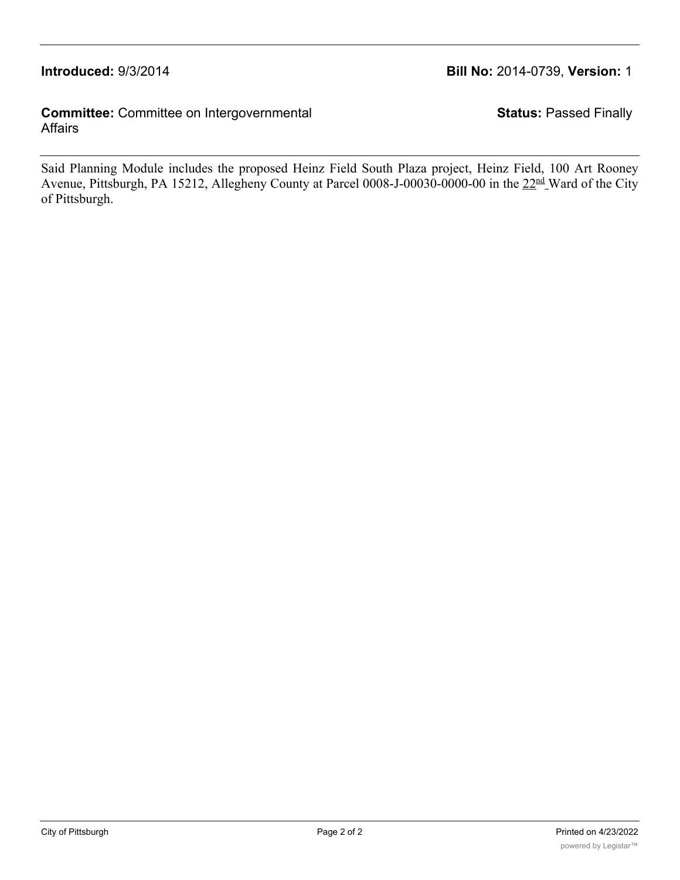**Introduced:** 9/3/2014 **Bill No:** 2014-0739, **Version:** 1

**Committee:** Committee on Intergovernmental Affairs **Status:** Passed Finally

Said Planning Module includes the proposed Heinz Field South Plaza project, Heinz Field, 100 Art Rooney Avenue, Pittsburgh, PA 15212, Allegheny County at Parcel 0008-J-00030-0000-00 in the 22nd Ward of the City of Pittsburgh.